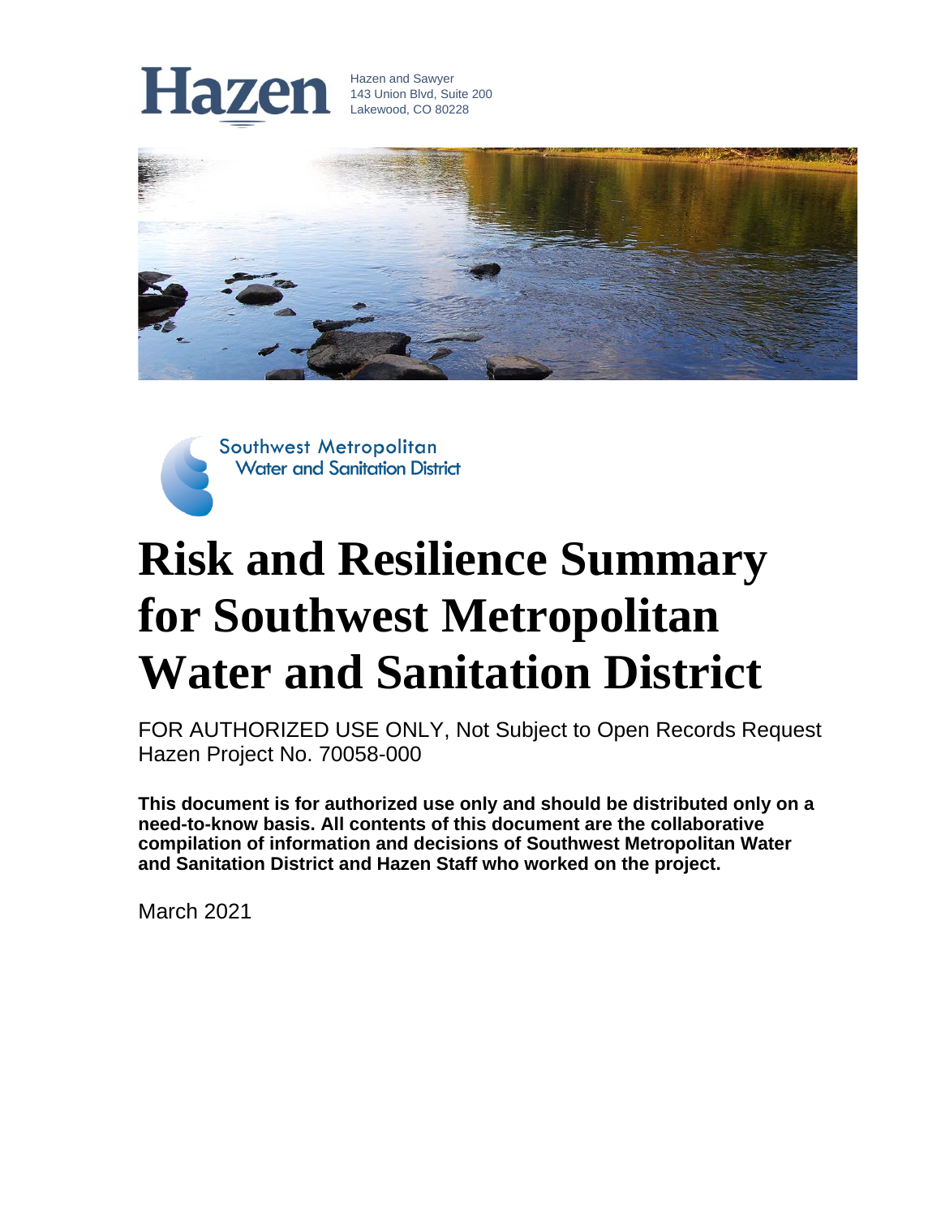Hazen

Hazen and Sawyer
143 Union Blvd, Suite 200
Lakewood, CO 80228

Southwest Metropolitan
Water and Sanitation District

# Risk and Resilience Summary for Southwest Metropolitan Water and Sanitation District

FOR AUTHORIZED USE ONLY, Not Subject to Open Records Request
Hazen Project No. 70058-000

**This document is for authorized use only and should be distributed only on a need-to-know basis. All contents of this document are the collaborative compilation of information and decisions of Southwest Metropolitan Water and Sanitation District and Hazen Staff who worked on the project.**

March 2021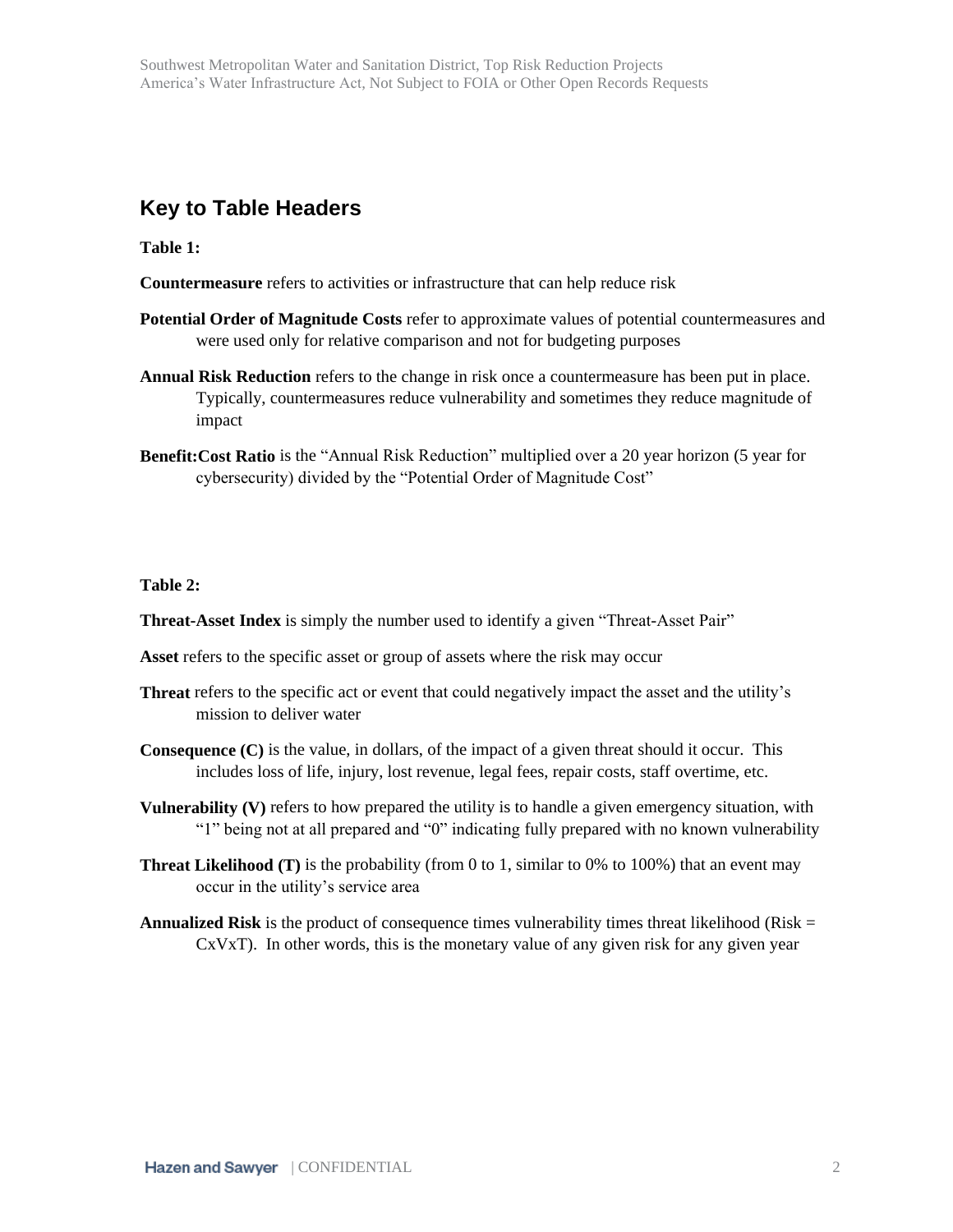## Key to Table Headers

**Table 1:**

**Countermeasure** refers to activities or infrastructure that can help reduce risk

**Potential Order of Magnitude Costs** refer to approximate values of potential countermeasures and were used only for relative comparison and not for budgeting purposes

**Annual Risk Reduction** refers to the change in risk once a countermeasure has been put in place. Typically, countermeasures reduce vulnerability and sometimes they reduce magnitude of impact

**Benefit:Cost Ratio** is the "Annual Risk Reduction" multiplied over a 20 year horizon (5 year for cybersecurity) divided by the "Potential Order of Magnitude Cost"

**Table 2:**

**Threat-Asset Index** is simply the number used to identify a given "Threat-Asset Pair"

**Asset** refers to the specific asset or group of assets where the risk may occur

**Threat** refers to the specific act or event that could negatively impact the asset and the utility's mission to deliver water

**Consequence (C)** is the value, in dollars, of the impact of a given threat should it occur. This includes loss of life, injury, lost revenue, legal fees, repair costs, staff overtime, etc.

**Vulnerability (V)** refers to how prepared the utility is to handle a given emergency situation, with "1" being not at all prepared and "0" indicating fully prepared with no known vulnerability

**Threat Likelihood (T)** is the probability (from 0 to 1, similar to 0% to 100%) that an event may occur in the utility's service area

**Annualized Risk** is the product of consequence times vulnerability times threat likelihood (Risk = CxVxT). In other words, this is the monetary value of any given risk for any given year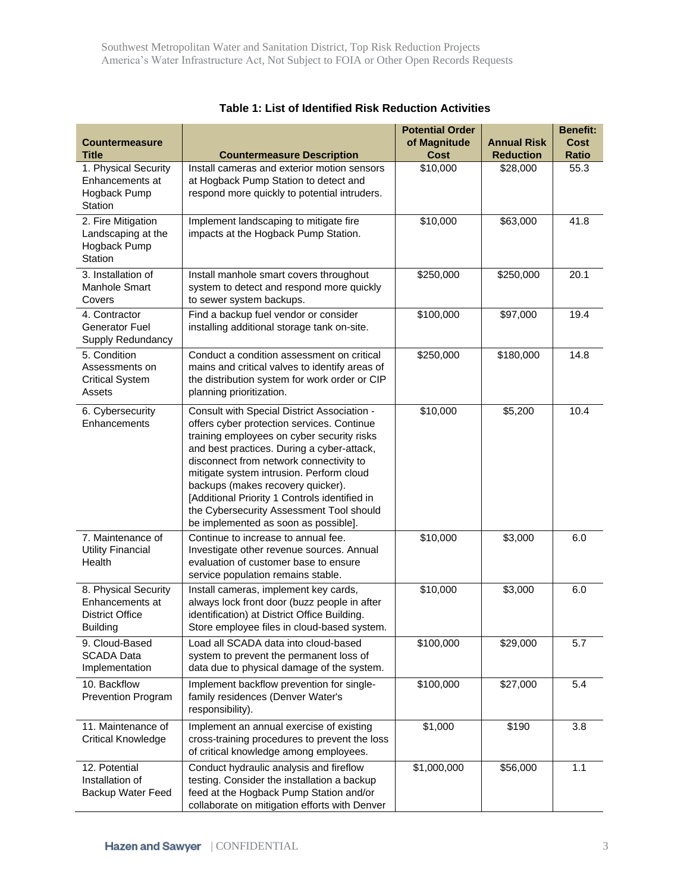**Table 1: List of Identified Risk Reduction Activities**

| Countermeasure Title | Countermeasure Description | Potential Order of Magnitude Cost | Annual Risk Reduction | Benefit: Cost Ratio |
|---|---|---|---|---|
| 1. Physical Security Enhancements at Hogback Pump Station | Install cameras and exterior motion sensors at Hogback Pump Station to detect and respond more quickly to potential intruders. | $10,000 | $28,000 | 55.3 |
| 2. Fire Mitigation Landscaping at the Hogback Pump Station | Implement landscaping to mitigate fire impacts at the Hogback Pump Station. | $10,000 | $63,000 | 41.8 |
| 3. Installation of Manhole Smart Covers | Install manhole smart covers throughout system to detect and respond more quickly to sewer system backups. | $250,000 | $250,000 | 20.1 |
| 4. Contractor Generator Fuel Supply Redundancy | Find a backup fuel vendor or consider installing additional storage tank on-site. | $100,000 | $97,000 | 19.4 |
| 5. Condition Assessments on Critical System Assets | Conduct a condition assessment on critical mains and critical valves to identify areas of the distribution system for work order or CIP planning prioritization. | $250,000 | $180,000 | 14.8 |
| 6. Cybersecurity Enhancements | Consult with Special District Association - offers cyber protection services. Continue training employees on cyber security risks and best practices. During a cyber-attack, disconnect from network connectivity to mitigate system intrusion. Perform cloud backups (makes recovery quicker). [Additional Priority 1 Controls identified in the Cybersecurity Assessment Tool should be implemented as soon as possible]. | $10,000 | $5,200 | 10.4 |
| 7. Maintenance of Utility Financial Health | Continue to increase to annual fee. Investigate other revenue sources. Annual evaluation of customer base to ensure service population remains stable. | $10,000 | $3,000 | 6.0 |
| 8. Physical Security Enhancements at District Office Building | Install cameras, implement key cards, always lock front door (buzz people in after identification) at District Office Building. Store employee files in cloud-based system. | $10,000 | $3,000 | 6.0 |
| 9. Cloud-Based SCADA Data Implementation | Load all SCADA data into cloud-based system to prevent the permanent loss of data due to physical damage of the system. | $100,000 | $29,000 | 5.7 |
| 10. Backflow Prevention Program | Implement backflow prevention for single-family residences (Denver Water's responsibility). | $100,000 | $27,000 | 5.4 |
| 11. Maintenance of Critical Knowledge | Implement an annual exercise of existing cross-training procedures to prevent the loss of critical knowledge among employees. | $1,000 | $190 | 3.8 |
| 12. Potential Installation of Backup Water Feed | Conduct hydraulic analysis and fireflow testing. Consider the installation a backup feed at the Hogback Pump Station and/or collaborate on mitigation efforts with Denver | $1,000,000 | $56,000 | 1.1 |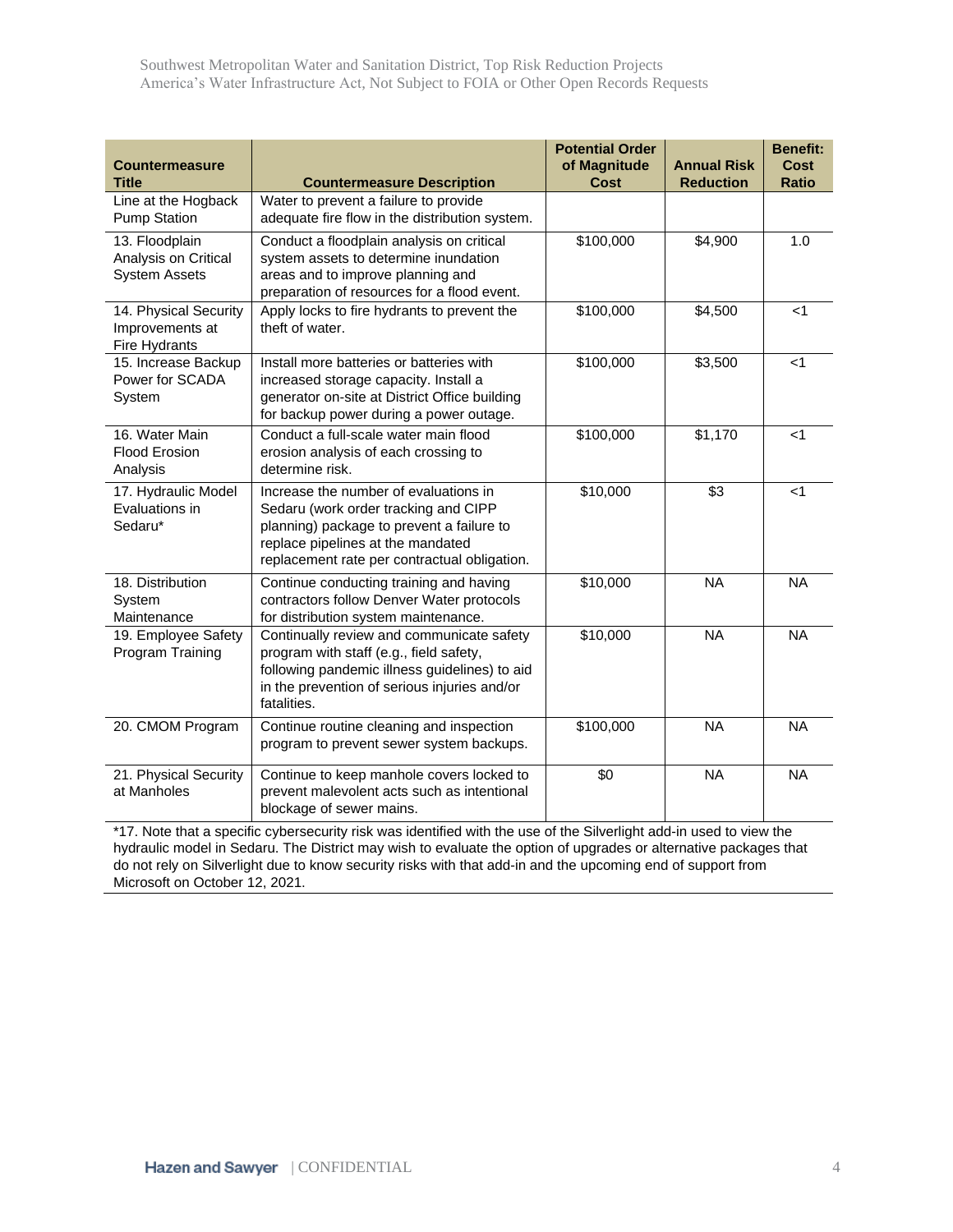| Countermeasure Title | Countermeasure Description | Potential Order of Magnitude Cost | Annual Risk Reduction | Benefit: Cost Ratio |
|---|---|---|---|---|
| Line at the Hogback Pump Station | Water to prevent a failure to provide adequate fire flow in the distribution system. | | | |
| 13. Floodplain Analysis on Critical System Assets | Conduct a floodplain analysis on critical system assets to determine inundation areas and to improve planning and preparation of resources for a flood event. | $100,000 | $4,900 | 1.0 |
| 14. Physical Security Improvements at Fire Hydrants | Apply locks to fire hydrants to prevent the theft of water. | $100,000 | $4,500 | <1 |
| 15. Increase Backup Power for SCADA System | Install more batteries or batteries with increased storage capacity. Install a generator on-site at District Office building for backup power during a power outage. | $100,000 | $3,500 | <1 |
| 16. Water Main Flood Erosion Analysis | Conduct a full-scale water main flood erosion analysis of each crossing to determine risk. | $100,000 | $1,170 | <1 |
| 17. Hydraulic Model Evaluations in Sedaru* | Increase the number of evaluations in Sedaru (work order tracking and CIPP planning) package to prevent a failure to replace pipelines at the mandated replacement rate per contractual obligation. | $10,000 | $3 | <1 |
| 18. Distribution System Maintenance | Continue conducting training and having contractors follow Denver Water protocols for distribution system maintenance. | $10,000 | NA | NA |
| 19. Employee Safety Program Training | Continually review and communicate safety program with staff (e.g., field safety, following pandemic illness guidelines) to aid in the prevention of serious injuries and/or fatalities. | $10,000 | NA | NA |
| 20. CMOM Program | Continue routine cleaning and inspection program to prevent sewer system backups. | $100,000 | NA | NA |
| 21. Physical Security at Manholes | Continue to keep manhole covers locked to prevent malevolent acts such as intentional blockage of sewer mains. | $0 | NA | NA |

*17. Note that a specific cybersecurity risk was identified with the use of the Silverlight add-in used to view the hydraulic model in Sedaru. The District may wish to evaluate the option of upgrades or alternative packages that do not rely on Silverlight due to know security risks with that add-in and the upcoming end of support from Microsoft on October 12, 2021.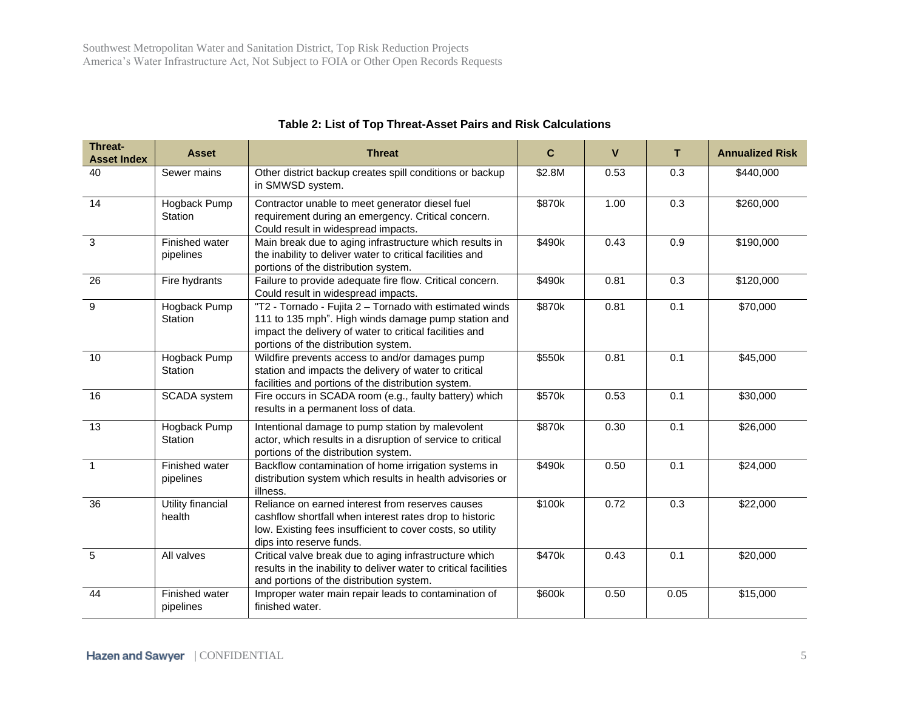**Table 2: List of Top Threat-Asset Pairs and Risk Calculations**

| Threat-Asset Index | Asset | Threat | C | V | T | Annualized Risk |
|---|---|---|---|---|---|---|
| 40 | Sewer mains | Other district backup creates spill conditions or backup in SMWSD system. | $2.8M | 0.53 | 0.3 | $440,000 |
| 14 | Hogback Pump Station | Contractor unable to meet generator diesel fuel requirement during an emergency. Critical concern. Could result in widespread impacts. | $870k | 1.00 | 0.3 | $260,000 |
| 3 | Finished water pipelines | Main break due to aging infrastructure which results in the inability to deliver water to critical facilities and portions of the distribution system. | $490k | 0.43 | 0.9 | $190,000 |
| 26 | Fire hydrants | Failure to provide adequate fire flow. Critical concern. Could result in widespread impacts. | $490k | 0.81 | 0.3 | $120,000 |
| 9 | Hogback Pump Station | "T2 - Tornado - Fujita 2 – Tornado with estimated winds 111 to 135 mph". High winds damage pump station and impact the delivery of water to critical facilities and portions of the distribution system. | $870k | 0.81 | 0.1 | $70,000 |
| 10 | Hogback Pump Station | Wildfire prevents access to and/or damages pump station and impacts the delivery of water to critical facilities and portions of the distribution system. | $550k | 0.81 | 0.1 | $45,000 |
| 16 | SCADA system | Fire occurs in SCADA room (e.g., faulty battery) which results in a permanent loss of data. | $570k | 0.53 | 0.1 | $30,000 |
| 13 | Hogback Pump Station | Intentional damage to pump station by malevolent actor, which results in a disruption of service to critical portions of the distribution system. | $870k | 0.30 | 0.1 | $26,000 |
| 1 | Finished water pipelines | Backflow contamination of home irrigation systems in distribution system which results in health advisories or illness. | $490k | 0.50 | 0.1 | $24,000 |
| 36 | Utility financial health | Reliance on earned interest from reserves causes cashflow shortfall when interest rates drop to historic low. Existing fees insufficient to cover costs, so utility dips into reserve funds. | $100k | 0.72 | 0.3 | $22,000 |
| 5 | All valves | Critical valve break due to aging infrastructure which results in the inability to deliver water to critical facilities and portions of the distribution system. | $470k | 0.43 | 0.1 | $20,000 |
| 44 | Finished water pipelines | Improper water main repair leads to contamination of finished water. | $600k | 0.50 | 0.05 | $15,000 |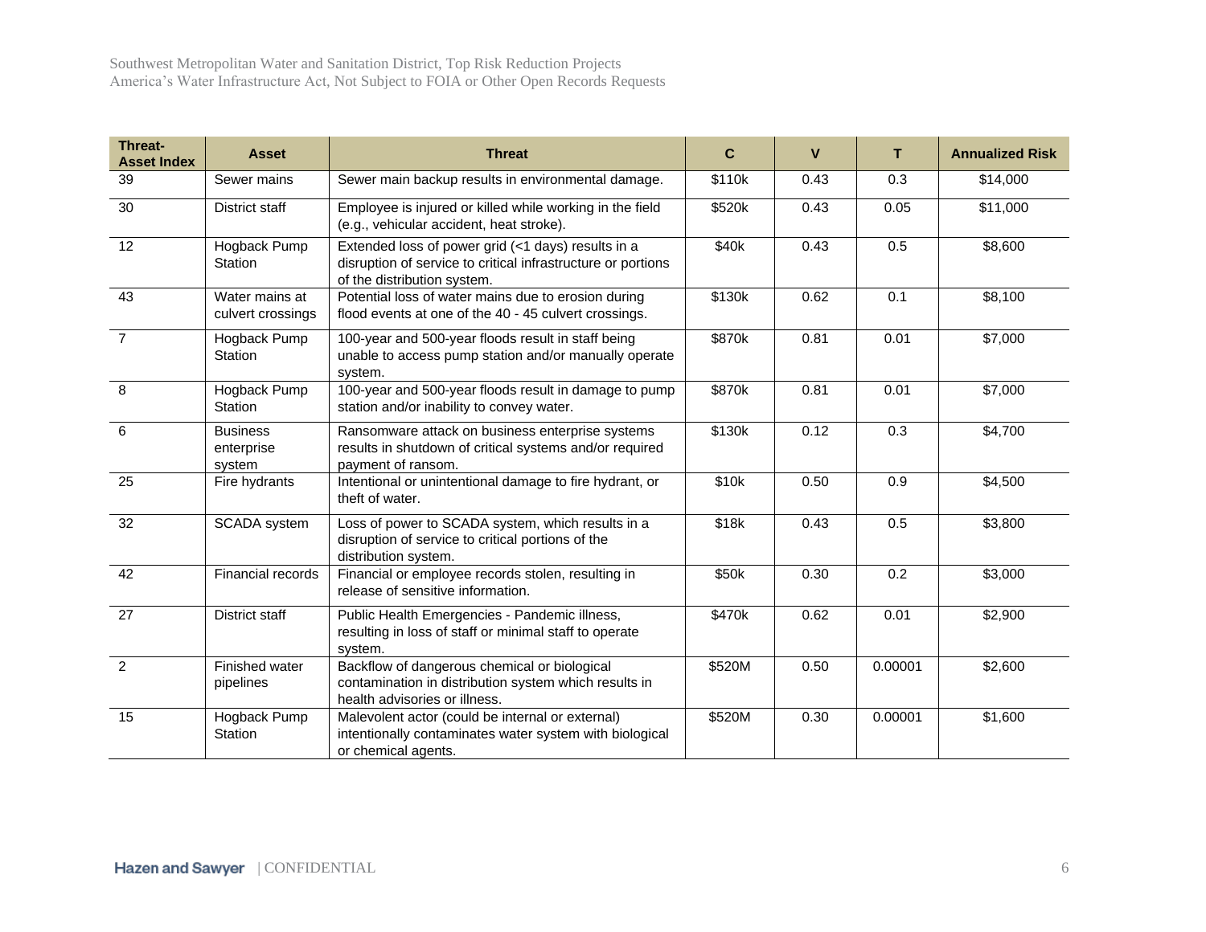| Threat-Asset Index | Asset | Threat | C | V | T | Annualized Risk |
|---|---|---|---|---|---|---|
| 39 | Sewer mains | Sewer main backup results in environmental damage. | $110k | 0.43 | 0.3 | $14,000 |
| 30 | District staff | Employee is injured or killed while working in the field (e.g., vehicular accident, heat stroke). | $520k | 0.43 | 0.05 | $11,000 |
| 12 | Hogback Pump Station | Extended loss of power grid (<1 days) results in a disruption of service to critical infrastructure or portions of the distribution system. | $40k | 0.43 | 0.5 | $8,600 |
| 43 | Water mains at culvert crossings | Potential loss of water mains due to erosion during flood events at one of the 40 - 45 culvert crossings. | $130k | 0.62 | 0.1 | $8,100 |
| 7 | Hogback Pump Station | 100-year and 500-year floods result in staff being unable to access pump station and/or manually operate system. | $870k | 0.81 | 0.01 | $7,000 |
| 8 | Hogback Pump Station | 100-year and 500-year floods result in damage to pump station and/or inability to convey water. | $870k | 0.81 | 0.01 | $7,000 |
| 6 | Business enterprise system | Ransomware attack on business enterprise systems results in shutdown of critical systems and/or required payment of ransom. | $130k | 0.12 | 0.3 | $4,700 |
| 25 | Fire hydrants | Intentional or unintentional damage to fire hydrant, or theft of water. | $10k | 0.50 | 0.9 | $4,500 |
| 32 | SCADA system | Loss of power to SCADA system, which results in a disruption of service to critical portions of the distribution system. | $18k | 0.43 | 0.5 | $3,800 |
| 42 | Financial records | Financial or employee records stolen, resulting in release of sensitive information. | $50k | 0.30 | 0.2 | $3,000 |
| 27 | District staff | Public Health Emergencies - Pandemic illness, resulting in loss of staff or minimal staff to operate system. | $470k | 0.62 | 0.01 | $2,900 |
| 2 | Finished water pipelines | Backflow of dangerous chemical or biological contamination in distribution system which results in health advisories or illness. | $520M | 0.50 | 0.00001 | $2,600 |
| 15 | Hogback Pump Station | Malevolent actor (could be internal or external) intentionally contaminates water system with biological or chemical agents. | $520M | 0.30 | 0.00001 | $1,600 |